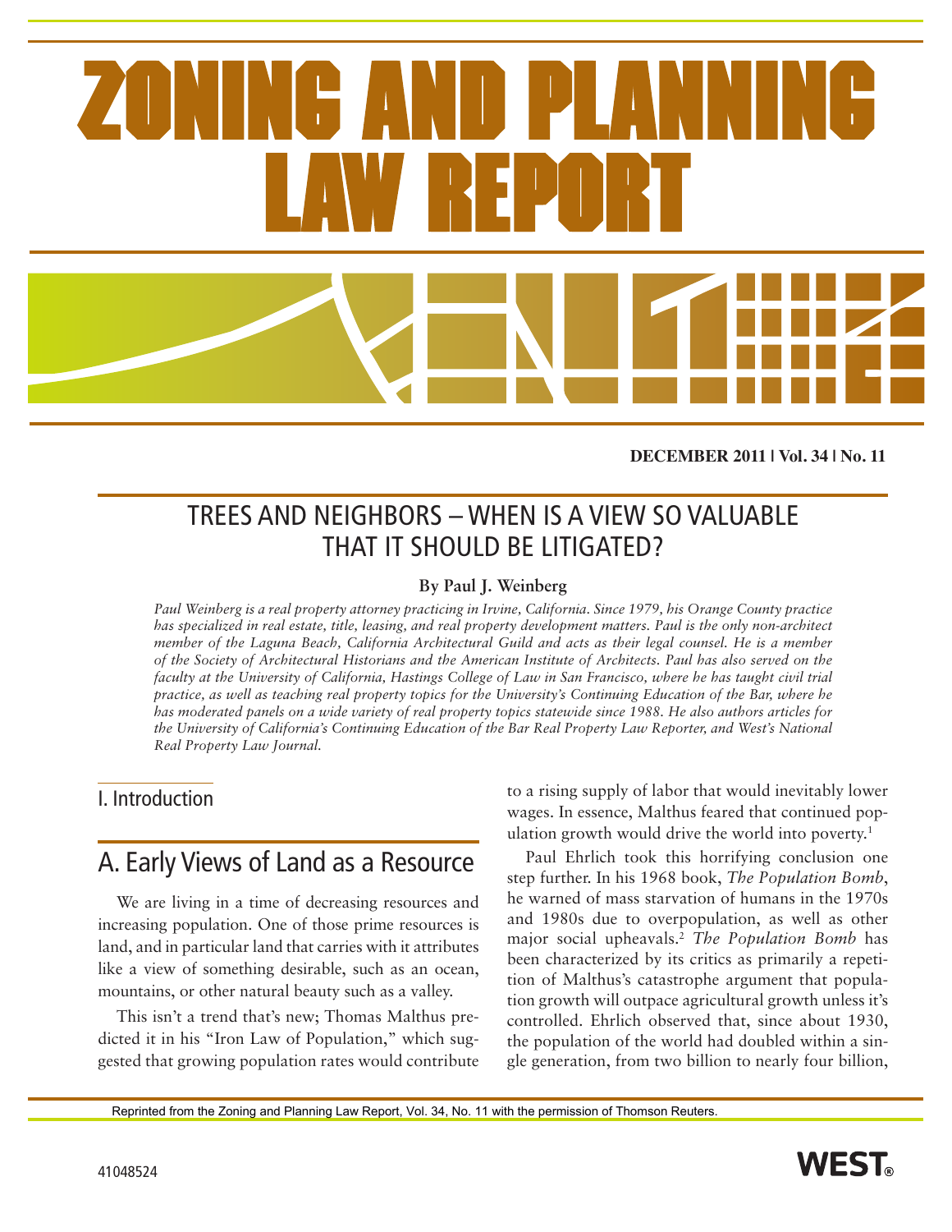# ZONING AND PLANNING LAW REPORT

**DECEMBER 2011 | Vol. 34 | No. 11**

## TREES AND NEIGHBORS – WHEN IS A VIEW SO VALUABLE THAT IT SHOULD BE LITIGATED?

**By Paul J. Weinberg**

*Paul Weinberg is a real property attorney practicing in Irvine, California. Since 1979, his Orange County practice has specialized in real estate, title, leasing, and real property development matters. Paul is the only non-architect member of the Laguna Beach, California Architectural Guild and acts as their legal counsel. He is a member of the Society of Architectural Historians and the American Institute of Architects. Paul has also served on the faculty at the University of California, Hastings College of Law in San Francisco, where he has taught civil trial practice, as well as teaching real property topics for the University's Continuing Education of the Bar, where he has moderated panels on a wide variety of real property topics statewide since 1988. He also authors articles for the University of California's Continuing Education of the Bar Real Property Law Reporter, and West's National Real Property Law Journal.*

### I. Introduction

### A. Early Views of Land as a Resource

We are living in a time of decreasing resources and increasing population. One of those prime resources is land, and in particular land that carries with it attributes like a view of something desirable, such as an ocean, mountains, or other natural beauty such as a valley.

This isn't a trend that's new; Thomas Malthus predicted it in his "Iron Law of Population," which suggested that growing population rates would contribute to a rising supply of labor that would inevitably lower wages. In essence, Malthus feared that continued population growth would drive the world into poverty.[1]

Paul Ehrlich took this horrifying conclusion one step further. In his 1968 book, *The Population Bomb*, he warned of mass starvation of humans in the 1970s and 1980s due to overpopulation, as well as other major social upheavals.[2] *The Population Bomb* has been characterized by its critics as primarily a repetition of Malthus's catastrophe argument that population growth will outpace agricultural growth unless it's controlled. Ehrlich observed that, since about 1930, the population of the world had doubled within a single generation, from two billion to nearly four billion,

Reprinted from the Zoning and Planning Law Report, Vol. 34, No. 11 with the permission of Thomson Reuters.

41048524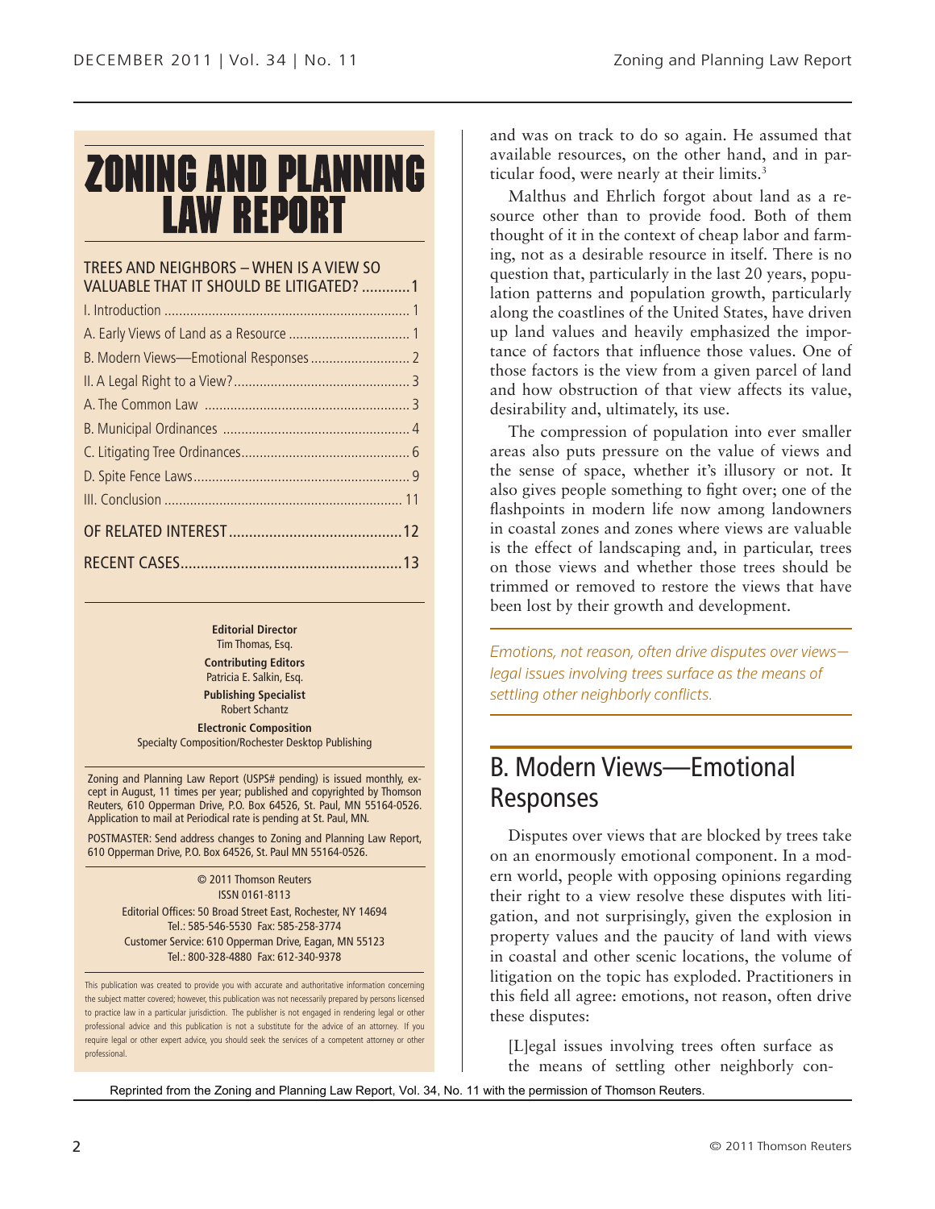# ZONING AND PLANNING LAW REPORT

TREES AND NEIGHBORS – WHEN IS A VIEW SO VALUABLE THAT IT SHOULD BE LITIGATED? ............1

I. Introduction ............................................................... 1

A. Early Views of Land as a Resource ................................ 1

B. Modern Views—Emotional Responses ........................... 2

II. A Legal Right to a View? ............................................. 3

A. The Common Law ...................................................... 3

B. Municipal Ordinances ................................................. 4

C. Litigating Tree Ordinances ........................................... 6

D. Spite Fence Laws ........................................................ 9

III. Conclusion ................................................................ 11

OF RELATED INTEREST ..........................................12

RECENT CASES ......................................................13

**Editorial Director**
Tim Thomas, Esq.

**Contributing Editors**
Patricia E. Salkin, Esq.

**Publishing Specialist**
Robert Schantz

**Electronic Composition**
Specialty Composition/Rochester Desktop Publishing

Zoning and Planning Law Report (USPS# pending) is issued monthly, except in August, 11 times per year; published and copyrighted by Thomson Reuters, 610 Opperman Drive, P.O. Box 64526, St. Paul, MN 55164-0526. Application to mail at Periodical rate is pending at St. Paul, MN.

POSTMASTER: Send address changes to Zoning and Planning Law Report, 610 Opperman Drive, P.O. Box 64526, St. Paul MN 55164-0526.

© 2011 Thomson Reuters
ISSN 0161-8113
Editorial Offices: 50 Broad Street East, Rochester, NY 14694
Tel.: 585-546-5530 Fax: 585-258-3774
Customer Service: 610 Opperman Drive, Eagan, MN 55123
Tel.: 800-328-4880 Fax: 612-340-9378

This publication was created to provide you with accurate and authoritative information concerning the subject matter covered; however, this publication was not necessarily prepared by persons licensed to practice law in a particular jurisdiction. The publisher is not engaged in rendering legal or other professional advice and this publication is not a substitute for the advice of an attorney. If you require legal or other expert advice, you should seek the services of a competent attorney or other professional.

and was on track to do so again. He assumed that available resources, on the other hand, and in particular food, were nearly at their limits.[3]

Malthus and Ehrlich forgot about land as a resource other than to provide food. Both of them thought of it in the context of cheap labor and farming, not as a desirable resource in itself. There is no question that, particularly in the last 20 years, population patterns and population growth, particularly along the coastlines of the United States, have driven up land values and heavily emphasized the importance of factors that influence those values. One of those factors is the view from a given parcel of land and how obstruction of that view affects its value, desirability and, ultimately, its use.

The compression of population into ever smaller areas also puts pressure on the value of views and the sense of space, whether it's illusory or not. It also gives people something to fight over; one of the flashpoints in modern life now among landowners in coastal zones and zones where views are valuable is the effect of landscaping and, in particular, trees on those views and whether those trees should be trimmed or removed to restore the views that have been lost by their growth and development.

*Emotions, not reason, often drive disputes over views—legal issues involving trees surface as the means of settling other neighborly conflicts.*

## B. Modern Views—Emotional Responses

Disputes over views that are blocked by trees take on an enormously emotional component. In a modern world, people with opposing opinions regarding their right to a view resolve these disputes with litigation, and not surprisingly, given the explosion in property values and the paucity of land with views in coastal and other scenic locations, the volume of litigation on the topic has exploded. Practitioners in this field all agree: emotions, not reason, often drive these disputes:

> [L]egal issues involving trees often surface as the means of settling other neighborly con-

Reprinted from the Zoning and Planning Law Report, Vol. 34, No. 11 with the permission of Thomson Reuters.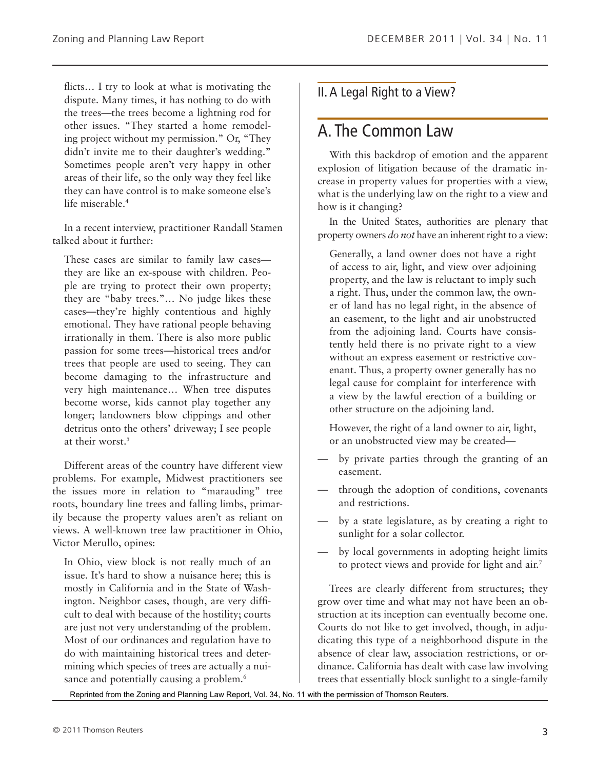flicts… I try to look at what is motivating the dispute. Many times, it has nothing to do with the trees—the trees become a lightning rod for other issues. "They started a home remodeling project without my permission." Or, "They didn't invite me to their daughter's wedding." Sometimes people aren't very happy in other areas of their life, so the only way they feel like they can have control is to make someone else's life miserable.[4]

In a recent interview, practitioner Randall Stamen talked about it further:

> These cases are similar to family law cases—they are like an ex-spouse with children. People are trying to protect their own property; they are "baby trees."… No judge likes these cases—they're highly contentious and highly emotional. They have rational people behaving irrationally in them. There is also more public passion for some trees—historical trees and/or trees that people are used to seeing. They can become damaging to the infrastructure and very high maintenance… When tree disputes become worse, kids cannot play together any longer; landowners blow clippings and other detritus onto the others' driveway; I see people at their worst.[5]

Different areas of the country have different view problems. For example, Midwest practitioners see the issues more in relation to "marauding" tree roots, boundary line trees and falling limbs, primarily because the property values aren't as reliant on views. A well-known tree law practitioner in Ohio, Victor Merullo, opines:

> In Ohio, view block is not really much of an issue. It's hard to show a nuisance here; this is mostly in California and in the State of Washington. Neighbor cases, though, are very difficult to deal with because of the hostility; courts are just not very understanding of the problem. Most of our ordinances and regulation have to do with maintaining historical trees and determining which species of trees are actually a nuisance and potentially causing a problem.[6]

## II. A Legal Right to a View?

### A. The Common Law

With this backdrop of emotion and the apparent explosion of litigation because of the dramatic increase in property values for properties with a view, what is the underlying law on the right to a view and how is it changing?

In the United States, authorities are plenary that property owners *do not* have an inherent right to a view:

> Generally, a land owner does not have a right of access to air, light, and view over adjoining property, and the law is reluctant to imply such a right. Thus, under the common law, the owner of land has no legal right, in the absence of an easement, to the light and air unobstructed from the adjoining land. Courts have consistently held there is no private right to a view without an express easement or restrictive covenant. Thus, a property owner generally has no legal cause for complaint for interference with a view by the lawful erection of a building or other structure on the adjoining land.
>
> However, the right of a land owner to air, light, or an unobstructed view may be created—
>
> — by private parties through the granting of an easement.
>
> — through the adoption of conditions, covenants and restrictions.
>
> — by a state legislature, as by creating a right to sunlight for a solar collector.
>
> — by local governments in adopting height limits to protect views and provide for light and air.[7]

Trees are clearly different from structures; they grow over time and what may not have been an obstruction at its inception can eventually become one. Courts do not like to get involved, though, in adjudicating this type of a neighborhood dispute in the absence of clear law, association restrictions, or ordinance. California has dealt with case law involving trees that essentially block sunlight to a single-family

Reprinted from the Zoning and Planning Law Report, Vol. 34, No. 11 with the permission of Thomson Reuters.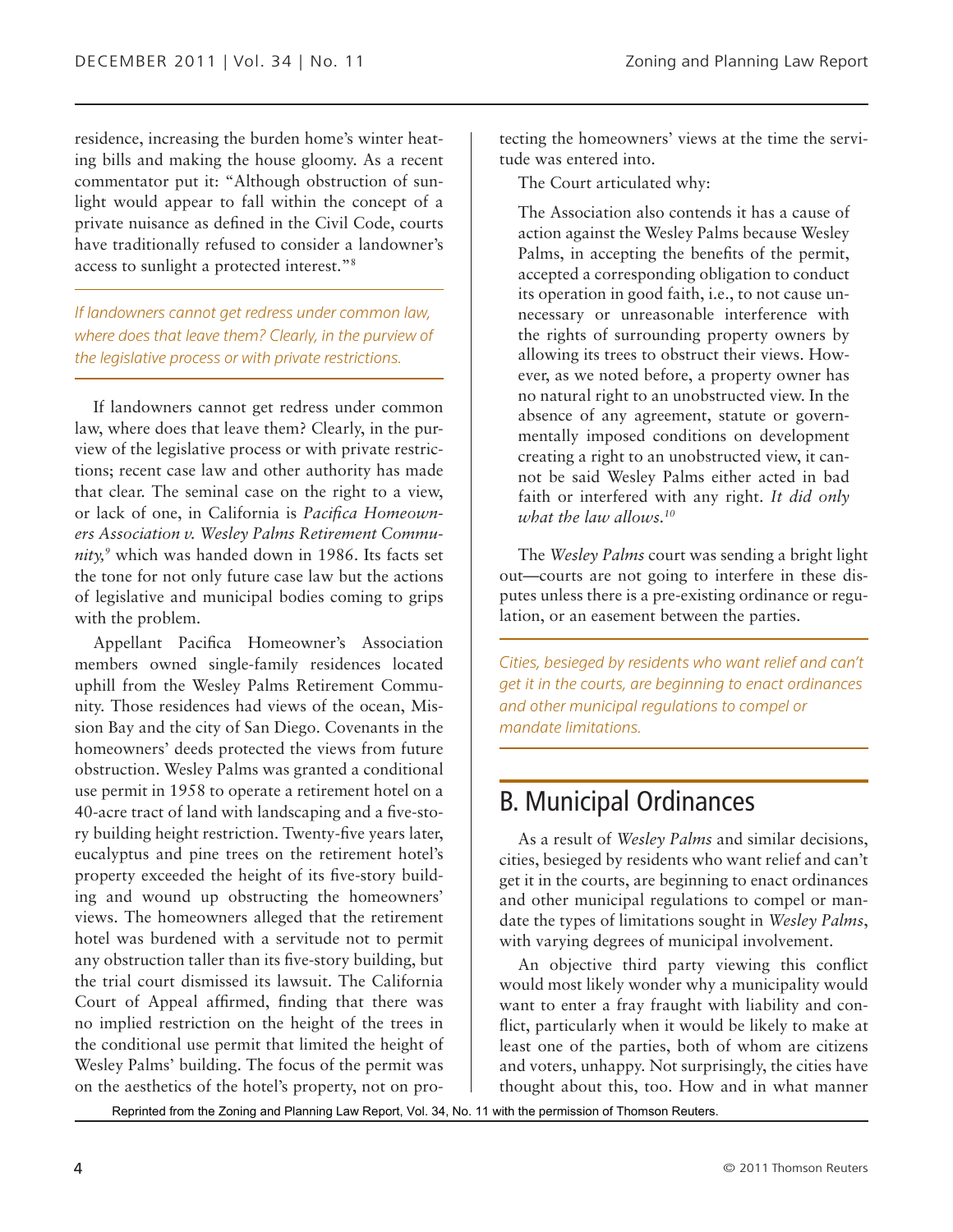residence, increasing the burden home's winter heating bills and making the house gloomy. As a recent commentator put it: "Although obstruction of sunlight would appear to fall within the concept of a private nuisance as defined in the Civil Code, courts have traditionally refused to consider a landowner's access to sunlight a protected interest."[8]

*If landowners cannot get redress under common law, where does that leave them? Clearly, in the purview of the legislative process or with private restrictions.*

If landowners cannot get redress under common law, where does that leave them? Clearly, in the purview of the legislative process or with private restrictions; recent case law and other authority has made that clear. The seminal case on the right to a view, or lack of one, in California is *Pacifica Homeowners Association v. Wesley Palms Retirement Community,*[9] which was handed down in 1986. Its facts set the tone for not only future case law but the actions of legislative and municipal bodies coming to grips with the problem.

Appellant Pacifica Homeowner's Association members owned single-family residences located uphill from the Wesley Palms Retirement Community. Those residences had views of the ocean, Mission Bay and the city of San Diego. Covenants in the homeowners' deeds protected the views from future obstruction. Wesley Palms was granted a conditional use permit in 1958 to operate a retirement hotel on a 40-acre tract of land with landscaping and a five-story building height restriction. Twenty-five years later, eucalyptus and pine trees on the retirement hotel's property exceeded the height of its five-story building and wound up obstructing the homeowners' views. The homeowners alleged that the retirement hotel was burdened with a servitude not to permit any obstruction taller than its five-story building, but the trial court dismissed its lawsuit. The California Court of Appeal affirmed, finding that there was no implied restriction on the height of the trees in the conditional use permit that limited the height of Wesley Palms' building. The focus of the permit was on the aesthetics of the hotel's property, not on protecting the homeowners' views at the time the servitude was entered into.

The Court articulated why:

> The Association also contends it has a cause of action against the Wesley Palms because Wesley Palms, in accepting the benefits of the permit, accepted a corresponding obligation to conduct its operation in good faith, i.e., to not cause unnecessary or unreasonable interference with the rights of surrounding property owners by allowing its trees to obstruct their views. However, as we noted before, a property owner has no natural right to an unobstructed view. In the absence of any agreement, statute or governmentally imposed conditions on development creating a right to an unobstructed view, it cannot be said Wesley Palms either acted in bad faith or interfered with any right. *It did only what the law allows.*[10]

The *Wesley Palms* court was sending a bright light out—courts are not going to interfere in these disputes unless there is a pre-existing ordinance or regulation, or an easement between the parties.

*Cities, besieged by residents who want relief and can't get it in the courts, are beginning to enact ordinances and other municipal regulations to compel or mandate limitations.*

## B. Municipal Ordinances

As a result of *Wesley Palms* and similar decisions, cities, besieged by residents who want relief and can't get it in the courts, are beginning to enact ordinances and other municipal regulations to compel or mandate the types of limitations sought in *Wesley Palms*, with varying degrees of municipal involvement.

An objective third party viewing this conflict would most likely wonder why a municipality would want to enter a fray fraught with liability and conflict, particularly when it would be likely to make at least one of the parties, both of whom are citizens and voters, unhappy. Not surprisingly, the cities have thought about this, too. How and in what manner

Reprinted from the Zoning and Planning Law Report, Vol. 34, No. 11 with the permission of Thomson Reuters.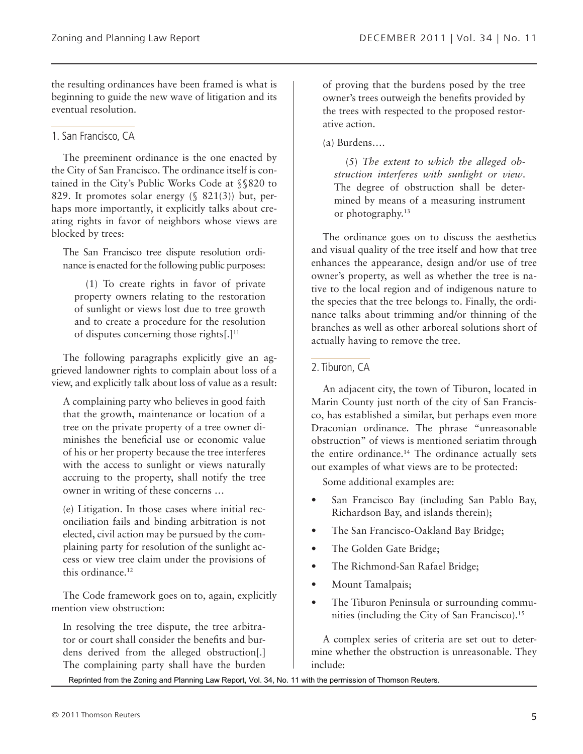the resulting ordinances have been framed is what is beginning to guide the new wave of litigation and its eventual resolution.

### 1. San Francisco, CA

The preeminent ordinance is the one enacted by the City of San Francisco. The ordinance itself is contained in the City's Public Works Code at §§820 to 829. It promotes solar energy (§ 821(3)) but, perhaps more importantly, it explicitly talks about creating rights in favor of neighbors whose views are blocked by trees:

> The San Francisco tree dispute resolution ordinance is enacted for the following public purposes:
>
> (1) To create rights in favor of private property owners relating to the restoration of sunlight or views lost due to tree growth and to create a procedure for the resolution of disputes concerning those rights[.][11]

The following paragraphs explicitly give an aggrieved landowner rights to complain about loss of a view, and explicitly talk about loss of value as a result:

> A complaining party who believes in good faith that the growth, maintenance or location of a tree on the private property of a tree owner diminishes the beneficial use or economic value of his or her property because the tree interferes with the access to sunlight or views naturally accruing to the property, shall notify the tree owner in writing of these concerns …
>
> (e) Litigation. In those cases where initial reconciliation fails and binding arbitration is not elected, civil action may be pursued by the complaining party for resolution of the sunlight access or view tree claim under the provisions of this ordinance.[12]

The Code framework goes on to, again, explicitly mention view obstruction:

> In resolving the tree dispute, the tree arbitrator or court shall consider the benefits and burdens derived from the alleged obstruction[.] The complaining party shall have the burden of proving that the burdens posed by the tree owner's trees outweigh the benefits provided by the trees with respected to the proposed restorative action.
>
> (a) Burdens….
>
> (5) *The extent to which the alleged obstruction interferes with sunlight or view*. The degree of obstruction shall be determined by means of a measuring instrument or photography.[13]

The ordinance goes on to discuss the aesthetics and visual quality of the tree itself and how that tree enhances the appearance, design and/or use of tree owner's property, as well as whether the tree is native to the local region and of indigenous nature to the species that the tree belongs to. Finally, the ordinance talks about trimming and/or thinning of the branches as well as other arboreal solutions short of actually having to remove the tree.

### 2. Tiburon, CA

An adjacent city, the town of Tiburon, located in Marin County just north of the city of San Francisco, has established a similar, but perhaps even more Draconian ordinance. The phrase "unreasonable obstruction" of views is mentioned seriatim through the entire ordinance.[14] The ordinance actually sets out examples of what views are to be protected:

Some additional examples are:

- San Francisco Bay (including San Pablo Bay, Richardson Bay, and islands therein);
- The San Francisco-Oakland Bay Bridge;
- The Golden Gate Bridge;
- The Richmond-San Rafael Bridge;
- Mount Tamalpais;
- The Tiburon Peninsula or surrounding communities (including the City of San Francisco).[15]

A complex series of criteria are set out to determine whether the obstruction is unreasonable. They include:

Reprinted from the Zoning and Planning Law Report, Vol. 34, No. 11 with the permission of Thomson Reuters.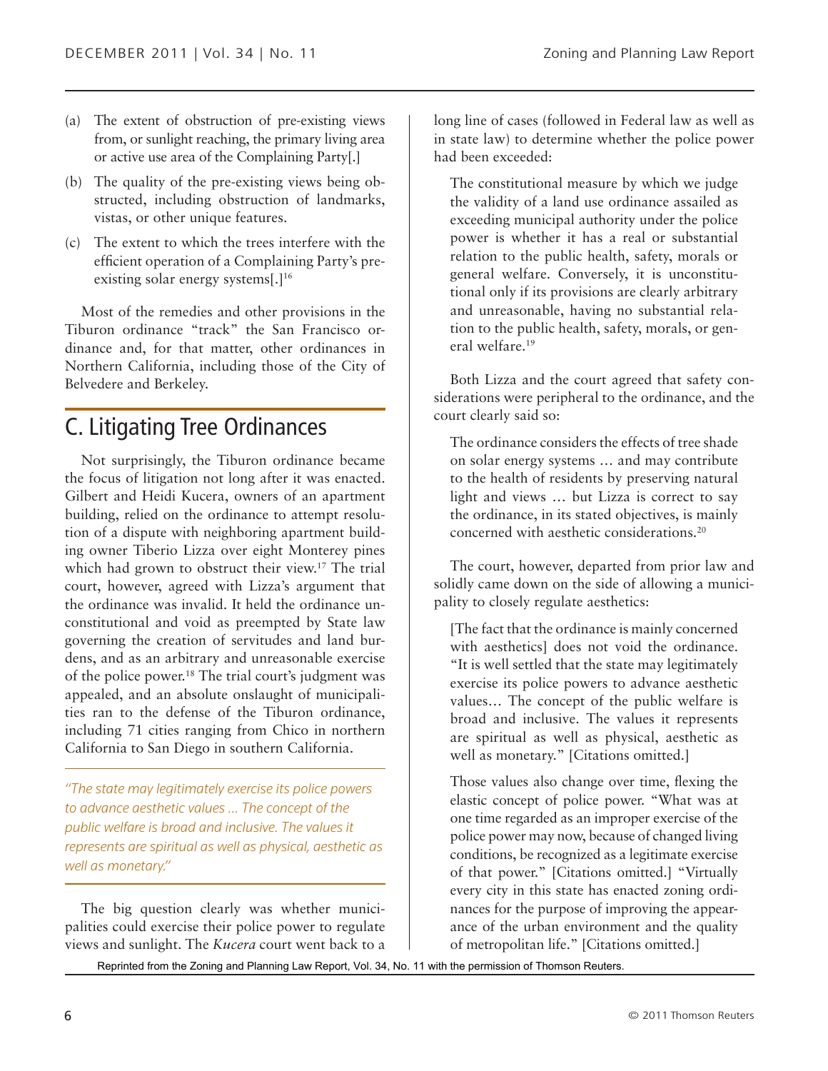(a) The extent of obstruction of pre-existing views from, or sunlight reaching, the primary living area or active use area of the Complaining Party[.]

(b) The quality of the pre-existing views being obstructed, including obstruction of landmarks, vistas, or other unique features.

(c) The extent to which the trees interfere with the efficient operation of a Complaining Party's pre-existing solar energy systems[.][16]

Most of the remedies and other provisions in the Tiburon ordinance "track" the San Francisco ordinance and, for that matter, other ordinances in Northern California, including those of the City of Belvedere and Berkeley.

## C. Litigating Tree Ordinances

Not surprisingly, the Tiburon ordinance became the focus of litigation not long after it was enacted. Gilbert and Heidi Kucera, owners of an apartment building, relied on the ordinance to attempt resolution of a dispute with neighboring apartment building owner Tiberio Lizza over eight Monterey pines which had grown to obstruct their view.[17] The trial court, however, agreed with Lizza's argument that the ordinance was invalid. It held the ordinance unconstitutional and void as preempted by State law governing the creation of servitudes and land burdens, and as an arbitrary and unreasonable exercise of the police power.[18] The trial court's judgment was appealed, and an absolute onslaught of municipalities ran to the defense of the Tiburon ordinance, including 71 cities ranging from Chico in northern California to San Diego in southern California.

*"The state may legitimately exercise its police powers to advance aesthetic values ... The concept of the public welfare is broad and inclusive. The values it represents are spiritual as well as physical, aesthetic as well as monetary."*

The big question clearly was whether municipalities could exercise their police power to regulate views and sunlight. The *Kucera* court went back to a long line of cases (followed in Federal law as well as in state law) to determine whether the police power had been exceeded:

> The constitutional measure by which we judge the validity of a land use ordinance assailed as exceeding municipal authority under the police power is whether it has a real or substantial relation to the public health, safety, morals or general welfare. Conversely, it is unconstitutional only if its provisions are clearly arbitrary and unreasonable, having no substantial relation to the public health, safety, morals, or general welfare.[19]

Both Lizza and the court agreed that safety considerations were peripheral to the ordinance, and the court clearly said so:

> The ordinance considers the effects of tree shade on solar energy systems ... and may contribute to the health of residents by preserving natural light and views ... but Lizza is correct to say the ordinance, in its stated objectives, is mainly concerned with aesthetic considerations.[20]

The court, however, departed from prior law and solidly came down on the side of allowing a municipality to closely regulate aesthetics:

> [The fact that the ordinance is mainly concerned with aesthetics] does not void the ordinance. "It is well settled that the state may legitimately exercise its police powers to advance aesthetic values… The concept of the public welfare is broad and inclusive. The values it represents are spiritual as well as physical, aesthetic as well as monetary." [Citations omitted.]
>
> Those values also change over time, flexing the elastic concept of police power. "What was at one time regarded as an improper exercise of the police power may now, because of changed living conditions, be recognized as a legitimate exercise of that power." [Citations omitted.] "Virtually every city in this state has enacted zoning ordinances for the purpose of improving the appearance of the urban environment and the quality of metropolitan life." [Citations omitted.]

Reprinted from the Zoning and Planning Law Report, Vol. 34, No. 11 with the permission of Thomson Reuters.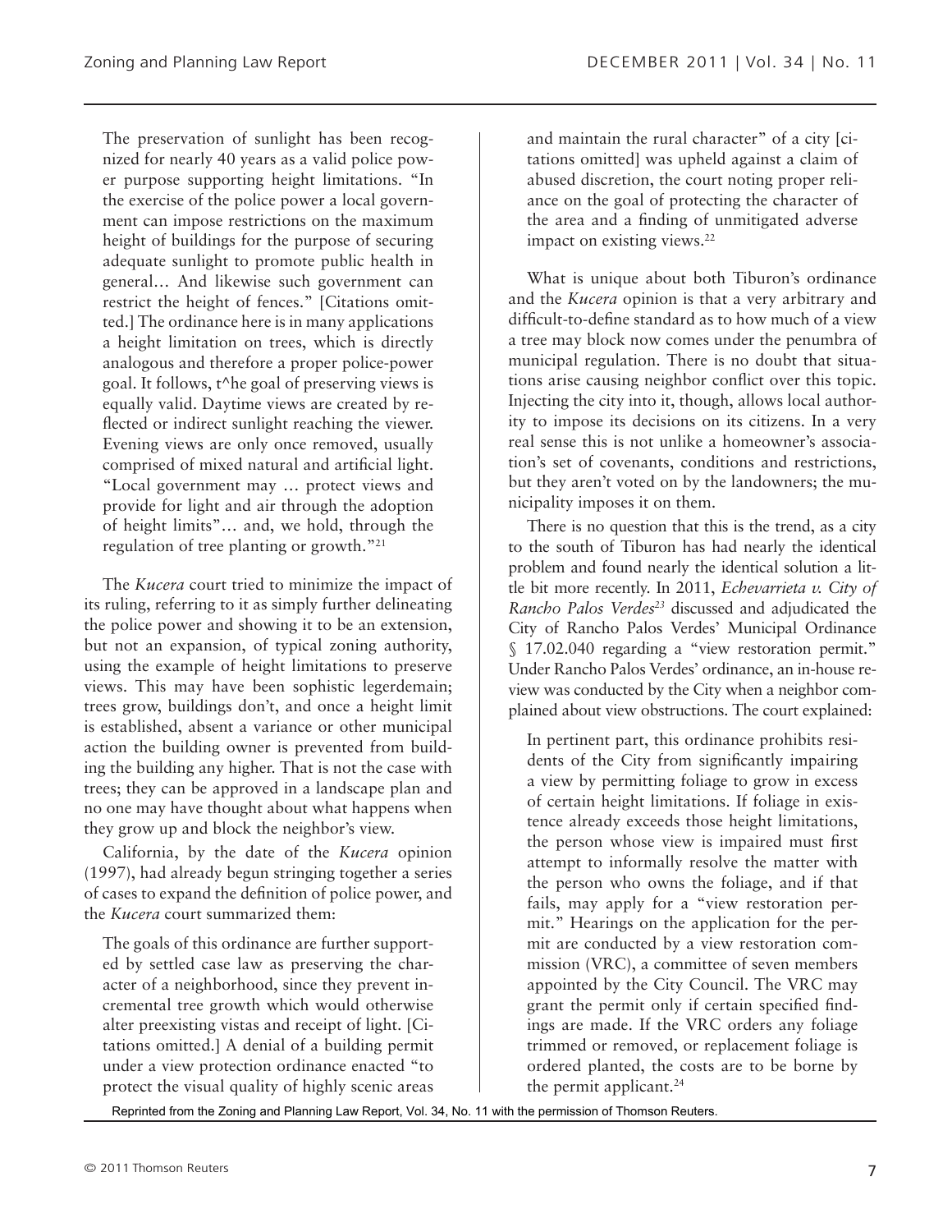> The preservation of sunlight has been recognized for nearly 40 years as a valid police power purpose supporting height limitations. "In the exercise of the police power a local government can impose restrictions on the maximum height of buildings for the purpose of securing adequate sunlight to promote public health in general… And likewise such government can restrict the height of fences." [Citations omitted.] The ordinance here is in many applications a height limitation on trees, which is directly analogous and therefore a proper police-power goal. It follows, t^he goal of preserving views is equally valid. Daytime views are created by reflected or indirect sunlight reaching the viewer. Evening views are only once removed, usually comprised of mixed natural and artificial light. "Local government may … protect views and provide for light and air through the adoption of height limits"… and, we hold, through the regulation of tree planting or growth."[21]

The *Kucera* court tried to minimize the impact of its ruling, referring to it as simply further delineating the police power and showing it to be an extension, but not an expansion, of typical zoning authority, using the example of height limitations to preserve views. This may have been sophistic legerdemain; trees grow, buildings don't, and once a height limit is established, absent a variance or other municipal action the building owner is prevented from building the building any higher. That is not the case with trees; they can be approved in a landscape plan and no one may have thought about what happens when they grow up and block the neighbor's view.

California, by the date of the *Kucera* opinion (1997), had already begun stringing together a series of cases to expand the definition of police power, and the *Kucera* court summarized them:

> The goals of this ordinance are further supported by settled case law as preserving the character of a neighborhood, since they prevent incremental tree growth which would otherwise alter preexisting vistas and receipt of light. [Citations omitted.] A denial of a building permit under a view protection ordinance enacted "to protect the visual quality of highly scenic areas and maintain the rural character" of a city [citations omitted] was upheld against a claim of abused discretion, the court noting proper reliance on the goal of protecting the character of the area and a finding of unmitigated adverse impact on existing views.[22]

What is unique about both Tiburon's ordinance and the *Kucera* opinion is that a very arbitrary and difficult-to-define standard as to how much of a view a tree may block now comes under the penumbra of municipal regulation. There is no doubt that situations arise causing neighbor conflict over this topic. Injecting the city into it, though, allows local authority to impose its decisions on its citizens. In a very real sense this is not unlike a homeowner's association's set of covenants, conditions and restrictions, but they aren't voted on by the landowners; the municipality imposes it on them.

There is no question that this is the trend, as a city to the south of Tiburon has had nearly the identical problem and found nearly the identical solution a little bit more recently. In 2011, *Echevarrieta v. City of Rancho Palos Verdes*[23] discussed and adjudicated the City of Rancho Palos Verdes' Municipal Ordinance § 17.02.040 regarding a "view restoration permit." Under Rancho Palos Verdes' ordinance, an in-house review was conducted by the City when a neighbor complained about view obstructions. The court explained:

> In pertinent part, this ordinance prohibits residents of the City from significantly impairing a view by permitting foliage to grow in excess of certain height limitations. If foliage in existence already exceeds those height limitations, the person whose view is impaired must first attempt to informally resolve the matter with the person who owns the foliage, and if that fails, may apply for a "view restoration permit." Hearings on the application for the permit are conducted by a view restoration commission (VRC), a committee of seven members appointed by the City Council. The VRC may grant the permit only if certain specified findings are made. If the VRC orders any foliage trimmed or removed, or replacement foliage is ordered planted, the costs are to be borne by the permit applicant.[24]

Reprinted from the Zoning and Planning Law Report, Vol. 34, No. 11 with the permission of Thomson Reuters.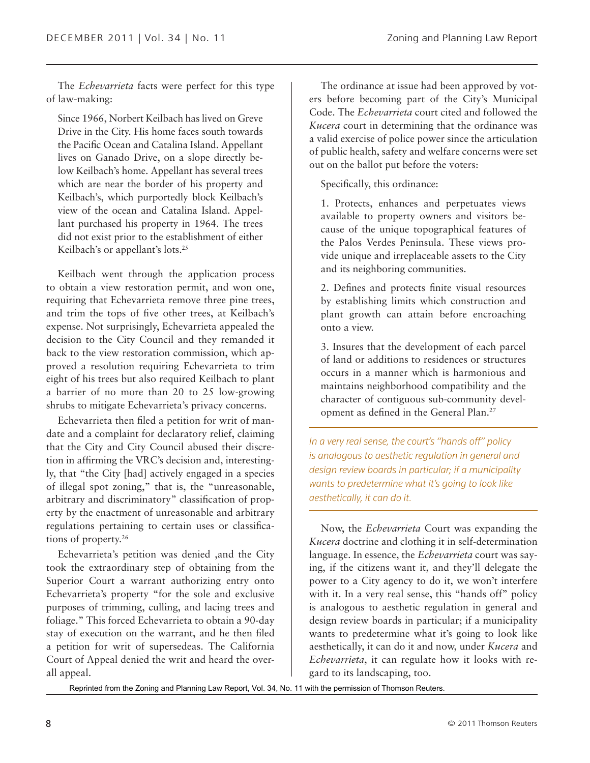The *Echevarrieta* facts were perfect for this type of law-making:

> Since 1966, Norbert Keilbach has lived on Greve Drive in the City. His home faces south towards the Pacific Ocean and Catalina Island. Appellant lives on Ganado Drive, on a slope directly below Keilbach's home. Appellant has several trees which are near the border of his property and Keilbach's, which purportedly block Keilbach's view of the ocean and Catalina Island. Appellant purchased his property in 1964. The trees did not exist prior to the establishment of either Keilbach's or appellant's lots.[25]

Keilbach went through the application process to obtain a view restoration permit, and won one, requiring that Echevarrieta remove three pine trees, and trim the tops of five other trees, at Keilbach's expense. Not surprisingly, Echevarrieta appealed the decision to the City Council and they remanded it back to the view restoration commission, which approved a resolution requiring Echevarrieta to trim eight of his trees but also required Keilbach to plant a barrier of no more than 20 to 25 low-growing shrubs to mitigate Echevarrieta's privacy concerns.

Echevarrieta then filed a petition for writ of mandate and a complaint for declaratory relief, claiming that the City and City Council abused their discretion in affirming the VRC's decision and, interestingly, that "the City [had] actively engaged in a species of illegal spot zoning," that is, the "unreasonable, arbitrary and discriminatory" classification of property by the enactment of unreasonable and arbitrary regulations pertaining to certain uses or classifications of property.[26]

Echevarrieta's petition was denied ,and the City took the extraordinary step of obtaining from the Superior Court a warrant authorizing entry onto Echevarrieta's property "for the sole and exclusive purposes of trimming, culling, and lacing trees and foliage." This forced Echevarrieta to obtain a 90-day stay of execution on the warrant, and he then filed a petition for writ of supersedeas. The California Court of Appeal denied the writ and heard the overall appeal.

The ordinance at issue had been approved by voters before becoming part of the City's Municipal Code. The *Echevarrieta* court cited and followed the *Kucera* court in determining that the ordinance was a valid exercise of police power since the articulation of public health, safety and welfare concerns were set out on the ballot put before the voters:

> Specifically, this ordinance:
>
> 1. Protects, enhances and perpetuates views available to property owners and visitors because of the unique topographical features of the Palos Verdes Peninsula. These views provide unique and irreplaceable assets to the City and its neighboring communities.
>
> 2. Defines and protects finite visual resources by establishing limits which construction and plant growth can attain before encroaching onto a view.
>
> 3. Insures that the development of each parcel of land or additions to residences or structures occurs in a manner which is harmonious and maintains neighborhood compatibility and the character of contiguous sub-community development as defined in the General Plan.[27]

*In a very real sense, the court's "hands off" policy is analogous to aesthetic regulation in general and design review boards in particular; if a municipality wants to predetermine what it's going to look like aesthetically, it can do it.*

Now, the *Echevarrieta* Court was expanding the *Kucera* doctrine and clothing it in self-determination language. In essence, the *Echevarrieta* court was saying, if the citizens want it, and they'll delegate the power to a City agency to do it, we won't interfere with it. In a very real sense, this "hands off" policy is analogous to aesthetic regulation in general and design review boards in particular; if a municipality wants to predetermine what it's going to look like aesthetically, it can do it and now, under *Kucera* and *Echevarrieta*, it can regulate how it looks with regard to its landscaping, too.

Reprinted from the Zoning and Planning Law Report, Vol. 34, No. 11 with the permission of Thomson Reuters.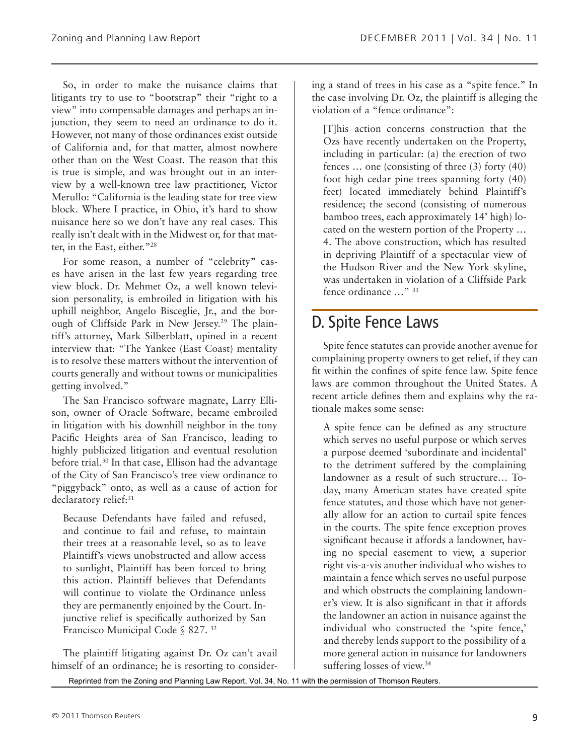So, in order to make the nuisance claims that litigants try to use to "bootstrap" their "right to a view" into compensable damages and perhaps an injunction, they seem to need an ordinance to do it. However, not many of those ordinances exist outside of California and, for that matter, almost nowhere other than on the West Coast. The reason that this is true is simple, and was brought out in an interview by a well-known tree law practitioner, Victor Merullo: "California is the leading state for tree view block. Where I practice, in Ohio, it's hard to show nuisance here so we don't have any real cases. This really isn't dealt with in the Midwest or, for that matter, in the East, either."[28]

For some reason, a number of "celebrity" cases have arisen in the last few years regarding tree view block. Dr. Mehmet Oz, a well known television personality, is embroiled in litigation with his uphill neighbor, Angelo Bisceglie, Jr., and the borough of Cliffside Park in New Jersey.[29] The plaintiff's attorney, Mark Silberblatt, opined in a recent interview that: "The Yankee (East Coast) mentality is to resolve these matters without the intervention of courts generally and without towns or municipalities getting involved."

The San Francisco software magnate, Larry Ellison, owner of Oracle Software, became embroiled in litigation with his downhill neighbor in the tony Pacific Heights area of San Francisco, leading to highly publicized litigation and eventual resolution before trial.[30] In that case, Ellison had the advantage of the City of San Francisco's tree view ordinance to "piggyback" onto, as well as a cause of action for declaratory relief:[31]

> Because Defendants have failed and refused, and continue to fail and refuse, to maintain their trees at a reasonable level, so as to leave Plaintiff's views unobstructed and allow access to sunlight, Plaintiff has been forced to bring this action. Plaintiff believes that Defendants will continue to violate the Ordinance unless they are permanently enjoined by the Court. Injunctive relief is specifically authorized by San Francisco Municipal Code § 827. [32]

The plaintiff litigating against Dr. Oz can't avail himself of an ordinance; he is resorting to considering a stand of trees in his case as a "spite fence." In the case involving Dr. Oz, the plaintiff is alleging the violation of a "fence ordinance":

> [T]his action concerns construction that the Ozs have recently undertaken on the Property, including in particular: (a) the erection of two fences … one (consisting of three (3) forty (40) foot high cedar pine trees spanning forty (40) feet) located immediately behind Plaintiff's residence; the second (consisting of numerous bamboo trees, each approximately 14' high) located on the western portion of the Property … 4. The above construction, which has resulted in depriving Plaintiff of a spectacular view of the Hudson River and the New York skyline, was undertaken in violation of a Cliffside Park fence ordinance …" [33]

## D. Spite Fence Laws

Spite fence statutes can provide another avenue for complaining property owners to get relief, if they can fit within the confines of spite fence law. Spite fence laws are common throughout the United States. A recent article defines them and explains why the rationale makes some sense:

> A spite fence can be defined as any structure which serves no useful purpose or which serves a purpose deemed 'subordinate and incidental' to the detriment suffered by the complaining landowner as a result of such structure… Today, many American states have created spite fence statutes, and those which have not generally allow for an action to curtail spite fences in the courts. The spite fence exception proves significant because it affords a landowner, having no special easement to view, a superior right vis-a-vis another individual who wishes to maintain a fence which serves no useful purpose and which obstructs the complaining landowner's view. It is also significant in that it affords the landowner an action in nuisance against the individual who constructed the 'spite fence,' and thereby lends support to the possibility of a more general action in nuisance for landowners suffering losses of view.[34]

Reprinted from the Zoning and Planning Law Report, Vol. 34, No. 11 with the permission of Thomson Reuters.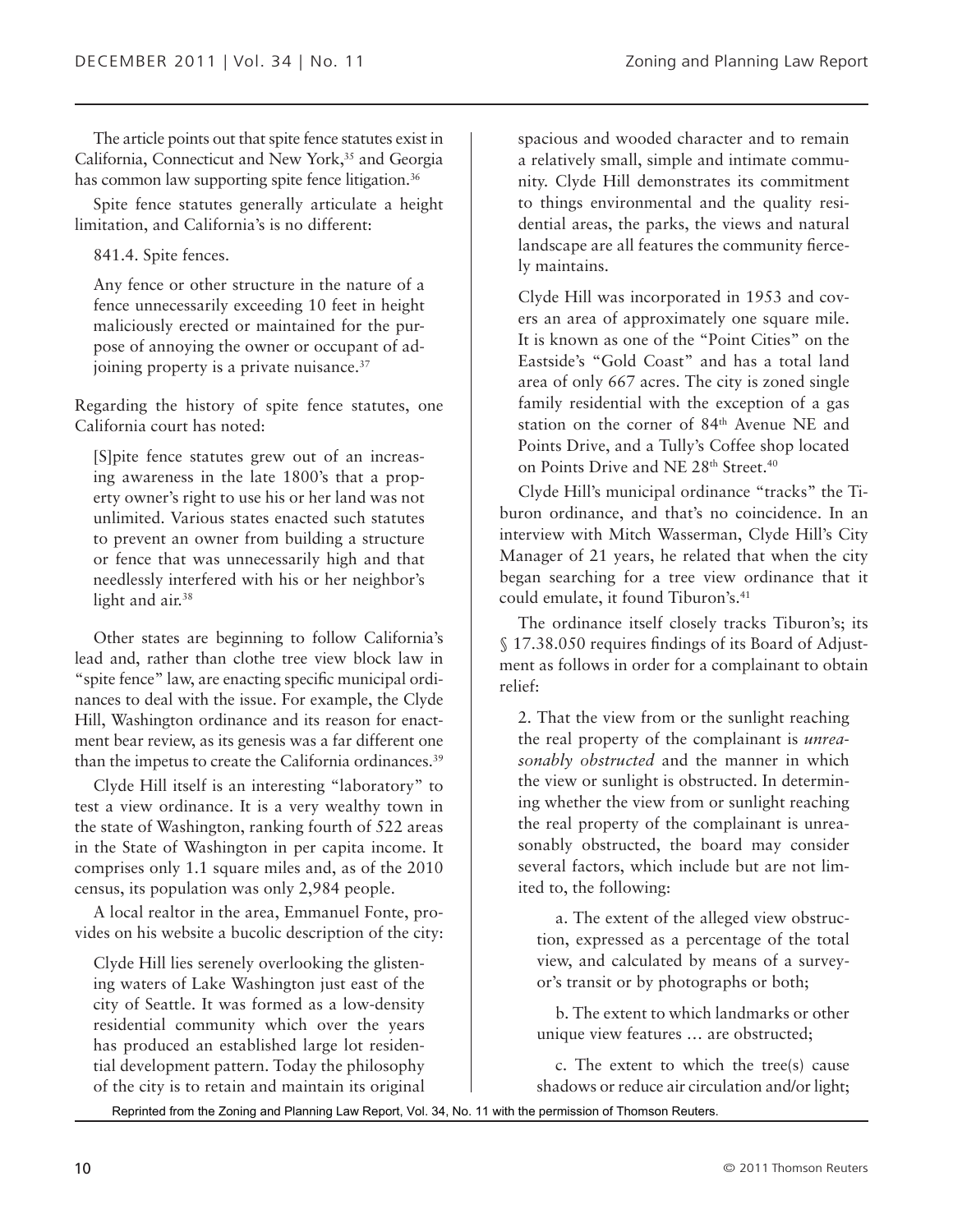The article points out that spite fence statutes exist in California, Connecticut and New York,[35] and Georgia has common law supporting spite fence litigation.[36]

Spite fence statutes generally articulate a height limitation, and California's is no different:

> 841.4. Spite fences.
>
> Any fence or other structure in the nature of a fence unnecessarily exceeding 10 feet in height maliciously erected or maintained for the purpose of annoying the owner or occupant of adjoining property is a private nuisance.[37]

Regarding the history of spite fence statutes, one California court has noted:

> [S]pite fence statutes grew out of an increasing awareness in the late 1800's that a property owner's right to use his or her land was not unlimited. Various states enacted such statutes to prevent an owner from building a structure or fence that was unnecessarily high and that needlessly interfered with his or her neighbor's light and air.[38]

Other states are beginning to follow California's lead and, rather than clothe tree view block law in "spite fence" law, are enacting specific municipal ordinances to deal with the issue. For example, the Clyde Hill, Washington ordinance and its reason for enactment bear review, as its genesis was a far different one than the impetus to create the California ordinances.[39]

Clyde Hill itself is an interesting "laboratory" to test a view ordinance. It is a very wealthy town in the state of Washington, ranking fourth of 522 areas in the State of Washington in per capita income. It comprises only 1.1 square miles and, as of the 2010 census, its population was only 2,984 people.

A local realtor in the area, Emmanuel Fonte, provides on his website a bucolic description of the city:

> Clyde Hill lies serenely overlooking the glistening waters of Lake Washington just east of the city of Seattle. It was formed as a low-density residential community which over the years has produced an established large lot residential development pattern. Today the philosophy of the city is to retain and maintain its original spacious and wooded character and to remain a relatively small, simple and intimate community. Clyde Hill demonstrates its commitment to things environmental and the quality residential areas, the parks, the views and natural landscape are all features the community fiercely maintains.
>
> Clyde Hill was incorporated in 1953 and covers an area of approximately one square mile. It is known as one of the "Point Cities" on the Eastside's "Gold Coast" and has a total land area of only 667 acres. The city is zoned single family residential with the exception of a gas station on the corner of 84th Avenue NE and Points Drive, and a Tully's Coffee shop located on Points Drive and NE 28th Street.[40]

Clyde Hill's municipal ordinance "tracks" the Tiburon ordinance, and that's no coincidence. In an interview with Mitch Wasserman, Clyde Hill's City Manager of 21 years, he related that when the city began searching for a tree view ordinance that it could emulate, it found Tiburon's.[41]

The ordinance itself closely tracks Tiburon's; its § 17.38.050 requires findings of its Board of Adjustment as follows in order for a complainant to obtain relief:

> 2. That the view from or the sunlight reaching the real property of the complainant is *unreasonably obstructed* and the manner in which the view or sunlight is obstructed. In determining whether the view from or sunlight reaching the real property of the complainant is unreasonably obstructed, the board may consider several factors, which include but are not limited to, the following:
>
> a. The extent of the alleged view obstruction, expressed as a percentage of the total view, and calculated by means of a surveyor's transit or by photographs or both;
>
> b. The extent to which landmarks or other unique view features … are obstructed;
>
> c. The extent to which the tree(s) cause shadows or reduce air circulation and/or light;

Reprinted from the Zoning and Planning Law Report, Vol. 34, No. 11 with the permission of Thomson Reuters.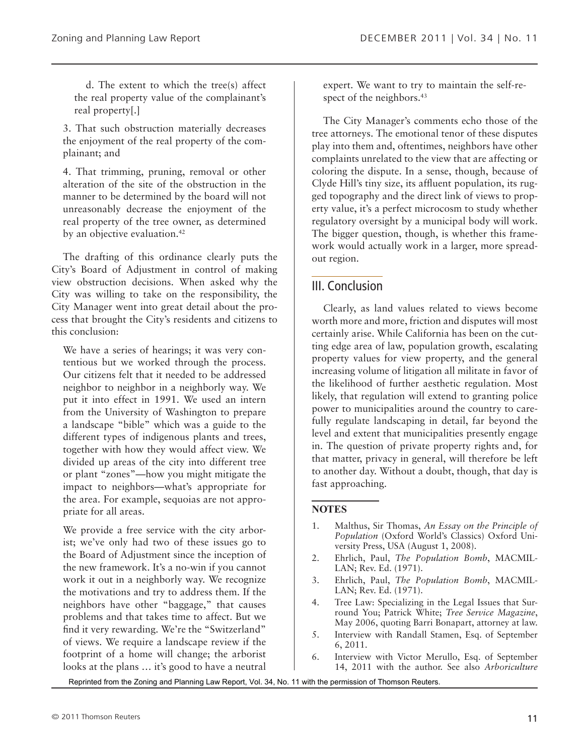d. The extent to which the tree(s) affect the real property value of the complainant's real property[.]

3. That such obstruction materially decreases the enjoyment of the real property of the complainant; and

4. That trimming, pruning, removal or other alteration of the site of the obstruction in the manner to be determined by the board will not unreasonably decrease the enjoyment of the real property of the tree owner, as determined by an objective evaluation.[42]

The drafting of this ordinance clearly puts the City's Board of Adjustment in control of making view obstruction decisions. When asked why the City was willing to take on the responsibility, the City Manager went into great detail about the process that brought the City's residents and citizens to this conclusion:

> We have a series of hearings; it was very contentious but we worked through the process. Our citizens felt that it needed to be addressed neighbor to neighbor in a neighborly way. We put it into effect in 1991. We used an intern from the University of Washington to prepare a landscape "bible" which was a guide to the different types of indigenous plants and trees, together with how they would affect view. We divided up areas of the city into different tree or plant "zones"—how you might mitigate the impact to neighbors—what's appropriate for the area. For example, sequoias are not appropriate for all areas.
>
> We provide a free service with the city arborist; we've only had two of these issues go to the Board of Adjustment since the inception of the new framework. It's a no-win if you cannot work it out in a neighborly way. We recognize the motivations and try to address them. If the neighbors have other "baggage," that causes problems and that takes time to affect. But we find it very rewarding. We're the "Switzerland" of views. We require a landscape review if the footprint of a home will change; the arborist looks at the plans … it's good to have a neutral expert. We want to try to maintain the self-respect of the neighbors.[43]

The City Manager's comments echo those of the tree attorneys. The emotional tenor of these disputes play into them and, oftentimes, neighbors have other complaints unrelated to the view that are affecting or coloring the dispute. In a sense, though, because of Clyde Hill's tiny size, its affluent population, its rugged topography and the direct link of views to property value, it's a perfect microcosm to study whether regulatory oversight by a municipal body will work. The bigger question, though, is whether this framework would actually work in a larger, more spread-out region.

## III. Conclusion

Clearly, as land values related to views become worth more and more, friction and disputes will most certainly arise. While California has been on the cutting edge area of law, population growth, escalating property values for view property, and the general increasing volume of litigation all militate in favor of the likelihood of further aesthetic regulation. Most likely, that regulation will extend to granting police power to municipalities around the country to carefully regulate landscaping in detail, far beyond the level and extent that municipalities presently engage in. The question of private property rights and, for that matter, privacy in general, will therefore be left to another day. Without a doubt, though, that day is fast approaching.

### NOTES

1. Malthus, Sir Thomas, *An Essay on the Principle of Population* (Oxford World's Classics) Oxford University Press, USA (August 1, 2008).
2. Ehrlich, Paul, *The Population Bomb*, MACMILLAN; Rev. Ed. (1971).
3. Ehrlich, Paul, *The Population Bomb*, MACMILLAN; Rev. Ed. (1971).
4. Tree Law: Specializing in the Legal Issues that Surround You; Patrick White; *Tree Service Magazine*, May 2006, quoting Barri Bonapart, attorney at law.
5. Interview with Randall Stamen, Esq. of September 6, 2011.
6. Interview with Victor Merullo, Esq. of September 14, 2011 with the author. See also *Arboriculture*

Reprinted from the Zoning and Planning Law Report, Vol. 34, No. 11 with the permission of Thomson Reuters.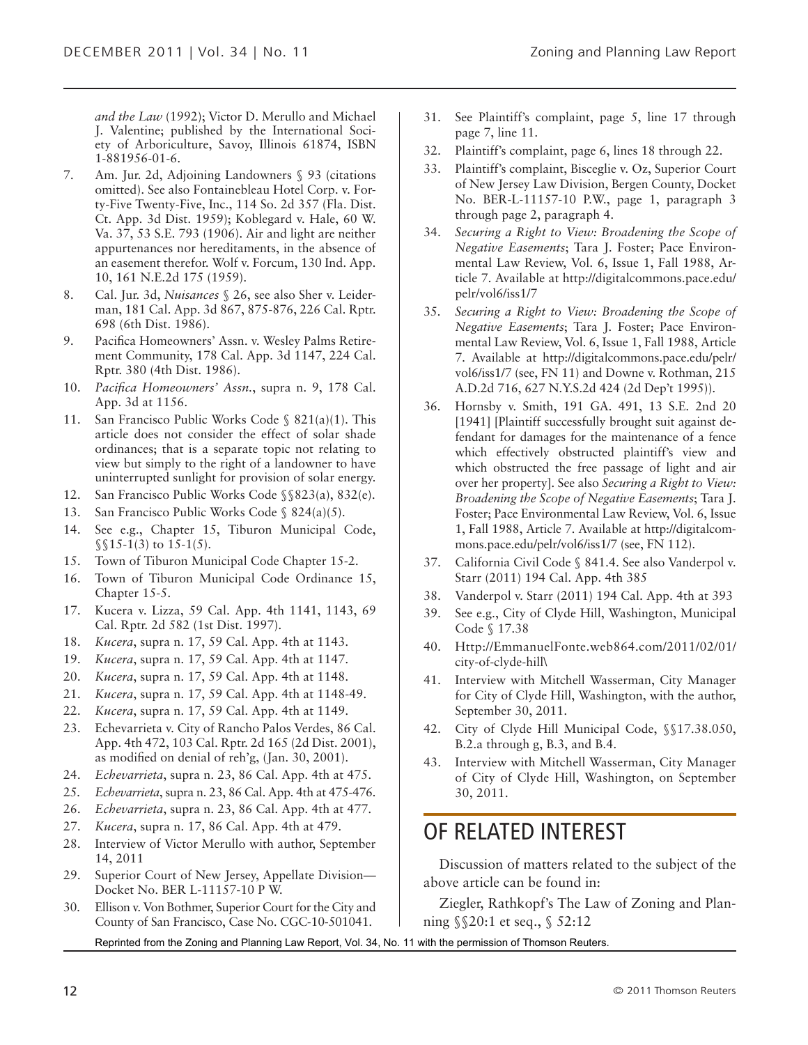*and the Law* (1992); Victor D. Merullo and Michael J. Valentine; published by the International Society of Arboriculture, Savoy, Illinois 61874, ISBN 1-881956-01-6.

7. Am. Jur. 2d, Adjoining Landowners § 93 (citations omitted). See also Fontainebleau Hotel Corp. v. Forty-Five Twenty-Five, Inc., 114 So. 2d 357 (Fla. Dist. Ct. App. 3d Dist. 1959); Koblegard v. Hale, 60 W. Va. 37, 53 S.E. 793 (1906). Air and light are neither appurtenances nor hereditaments, in the absence of an easement therefor. Wolf v. Forcum, 130 Ind. App. 10, 161 N.E.2d 175 (1959).
8. Cal. Jur. 3d, *Nuisances* § 26, see also Sher v. Leiderman, 181 Cal. App. 3d 867, 875-876, 226 Cal. Rptr. 698 (6th Dist. 1986).
9. Pacifica Homeowners' Assn. v. Wesley Palms Retirement Community, 178 Cal. App. 3d 1147, 224 Cal. Rptr. 380 (4th Dist. 1986).
10. *Pacifica Homeowners' Assn.*, supra n. 9, 178 Cal. App. 3d at 1156.
11. San Francisco Public Works Code § 821(a)(1). This article does not consider the effect of solar shade ordinances; that is a separate topic not relating to view but simply to the right of a landowner to have uninterrupted sunlight for provision of solar energy.
12. San Francisco Public Works Code §§823(a), 832(e).
13. San Francisco Public Works Code § 824(a)(5).
14. See e.g., Chapter 15, Tiburon Municipal Code, §§15-1(3) to 15-1(5).
15. Town of Tiburon Municipal Code Chapter 15-2.
16. Town of Tiburon Municipal Code Ordinance 15, Chapter 15-5.
17. Kucera v. Lizza, 59 Cal. App. 4th 1141, 1143, 69 Cal. Rptr. 2d 582 (1st Dist. 1997).
18. *Kucera*, supra n. 17, 59 Cal. App. 4th at 1143.
19. *Kucera*, supra n. 17, 59 Cal. App. 4th at 1147.
20. *Kucera*, supra n. 17, 59 Cal. App. 4th at 1148.
21. *Kucera*, supra n. 17, 59 Cal. App. 4th at 1148-49.
22. *Kucera*, supra n. 17, 59 Cal. App. 4th at 1149.
23. Echevarrieta v. City of Rancho Palos Verdes, 86 Cal. App. 4th 472, 103 Cal. Rptr. 2d 165 (2d Dist. 2001), as modified on denial of reh'g, (Jan. 30, 2001).
24. *Echevarrieta*, supra n. 23, 86 Cal. App. 4th at 475.
25. *Echevarrieta*, supra n. 23, 86 Cal. App. 4th at 475-476.
26. *Echevarrieta*, supra n. 23, 86 Cal. App. 4th at 477.
27. *Kucera*, supra n. 17, 86 Cal. App. 4th at 479.
28. Interview of Victor Merullo with author, September 14, 2011
29. Superior Court of New Jersey, Appellate Division—Docket No. BER L-11157-10 P W.
30. Ellison v. Von Bothmer, Superior Court for the City and County of San Francisco, Case No. CGC-10-501041.
31. See Plaintiff's complaint, page 5, line 17 through page 7, line 11.
32. Plaintiff's complaint, page 6, lines 18 through 22.
33. Plaintiff's complaint, Bisceglie v. Oz, Superior Court of New Jersey Law Division, Bergen County, Docket No. BER-L-11157-10 P.W., page 1, paragraph 3 through page 2, paragraph 4.
34. *Securing a Right to View: Broadening the Scope of Negative Easements*; Tara J. Foster; Pace Environmental Law Review, Vol. 6, Issue 1, Fall 1988, Article 7. Available at http://digitalcommons.pace.edu/pelr/vol6/iss1/7
35. *Securing a Right to View: Broadening the Scope of Negative Easements*; Tara J. Foster; Pace Environmental Law Review, Vol. 6, Issue 1, Fall 1988, Article 7. Available at http://digitalcommons.pace.edu/pelr/vol6/iss1/7 (see, FN 11) and Downe v. Rothman, 215 A.D.2d 716, 627 N.Y.S.2d 424 (2d Dep't 1995)).
36. Hornsby v. Smith, 191 GA. 491, 13 S.E. 2nd 20 [1941] [Plaintiff successfully brought suit against defendant for damages for the maintenance of a fence which effectively obstructed plaintiff's view and which obstructed the free passage of light and air over her property]. See also *Securing a Right to View: Broadening the Scope of Negative Easements*; Tara J. Foster; Pace Environmental Law Review, Vol. 6, Issue 1, Fall 1988, Article 7. Available at http://digitalcommons.pace.edu/pelr/vol6/iss1/7 (see, FN 112).
37. California Civil Code § 841.4. See also Vanderpol v. Starr (2011) 194 Cal. App. 4th 385
38. Vanderpol v. Starr (2011) 194 Cal. App. 4th at 393
39. See e.g., City of Clyde Hill, Washington, Municipal Code § 17.38
40. Http://EmmanuelFonte.web864.com/2011/02/01/city-of-clyde-hill\
41. Interview with Mitchell Wasserman, City Manager for City of Clyde Hill, Washington, with the author, September 30, 2011.
42. City of Clyde Hill Municipal Code, §§17.38.050, B.2.a through g, B.3, and B.4.
43. Interview with Mitchell Wasserman, City Manager of City of Clyde Hill, Washington, on September 30, 2011.

## OF RELATED INTEREST

Discussion of matters related to the subject of the above article can be found in:

Ziegler, Rathkopf's The Law of Zoning and Planning §§20:1 et seq., § 52:12

Reprinted from the Zoning and Planning Law Report, Vol. 34, No. 11 with the permission of Thomson Reuters.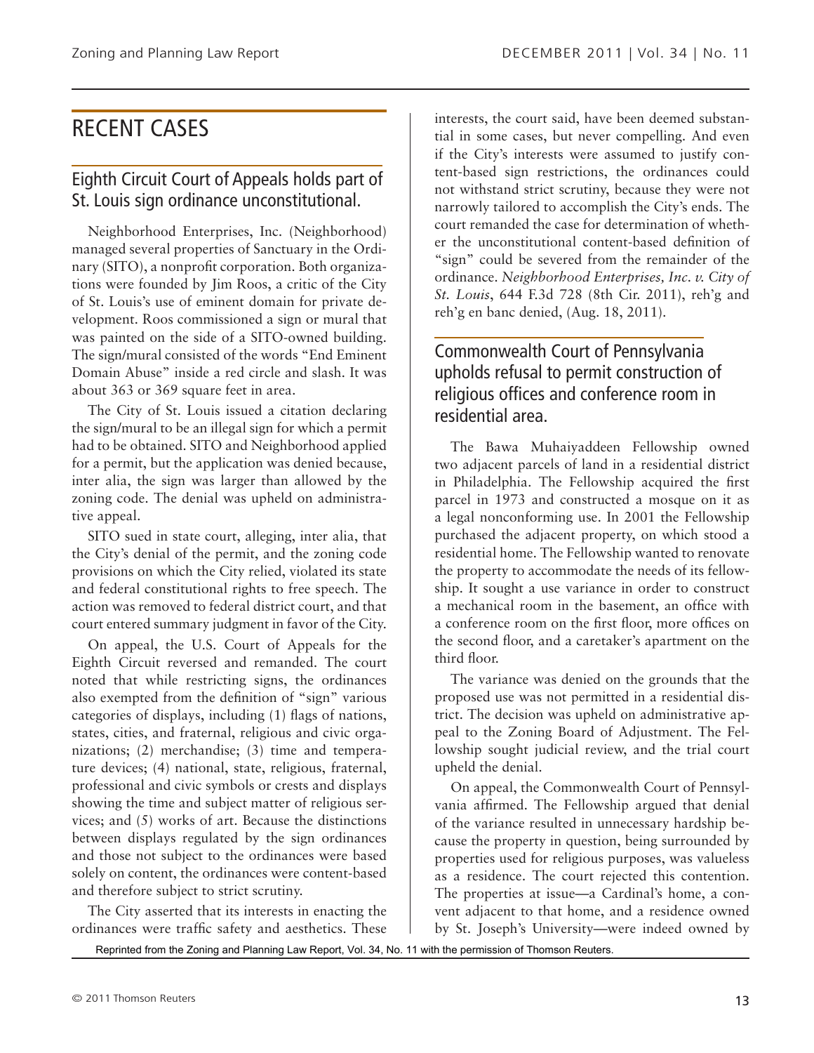# RECENT CASES

## Eighth Circuit Court of Appeals holds part of St. Louis sign ordinance unconstitutional.

Neighborhood Enterprises, Inc. (Neighborhood) managed several properties of Sanctuary in the Ordinary (SITO), a nonprofit corporation. Both organizations were founded by Jim Roos, a critic of the City of St. Louis's use of eminent domain for private development. Roos commissioned a sign or mural that was painted on the side of a SITO-owned building. The sign/mural consisted of the words "End Eminent Domain Abuse" inside a red circle and slash. It was about 363 or 369 square feet in area.

The City of St. Louis issued a citation declaring the sign/mural to be an illegal sign for which a permit had to be obtained. SITO and Neighborhood applied for a permit, but the application was denied because, inter alia, the sign was larger than allowed by the zoning code. The denial was upheld on administrative appeal.

SITO sued in state court, alleging, inter alia, that the City's denial of the permit, and the zoning code provisions on which the City relied, violated its state and federal constitutional rights to free speech. The action was removed to federal district court, and that court entered summary judgment in favor of the City.

On appeal, the U.S. Court of Appeals for the Eighth Circuit reversed and remanded. The court noted that while restricting signs, the ordinances also exempted from the definition of "sign" various categories of displays, including (1) flags of nations, states, cities, and fraternal, religious and civic organizations; (2) merchandise; (3) time and temperature devices; (4) national, state, religious, fraternal, professional and civic symbols or crests and displays showing the time and subject matter of religious services; and (5) works of art. Because the distinctions between displays regulated by the sign ordinances and those not subject to the ordinances were based solely on content, the ordinances were content-based and therefore subject to strict scrutiny.

The City asserted that its interests in enacting the ordinances were traffic safety and aesthetics. These interests, the court said, have been deemed substantial in some cases, but never compelling. And even if the City's interests were assumed to justify content-based sign restrictions, the ordinances could not withstand strict scrutiny, because they were not narrowly tailored to accomplish the City's ends. The court remanded the case for determination of whether the unconstitutional content-based definition of "sign" could be severed from the remainder of the ordinance. *Neighborhood Enterprises, Inc. v. City of St. Louis*, 644 F.3d 728 (8th Cir. 2011), reh'g and reh'g en banc denied, (Aug. 18, 2011).

## Commonwealth Court of Pennsylvania upholds refusal to permit construction of religious offices and conference room in residential area.

The Bawa Muhaiyaddeen Fellowship owned two adjacent parcels of land in a residential district in Philadelphia. The Fellowship acquired the first parcel in 1973 and constructed a mosque on it as a legal nonconforming use. In 2001 the Fellowship purchased the adjacent property, on which stood a residential home. The Fellowship wanted to renovate the property to accommodate the needs of its fellowship. It sought a use variance in order to construct a mechanical room in the basement, an office with a conference room on the first floor, more offices on the second floor, and a caretaker's apartment on the third floor.

The variance was denied on the grounds that the proposed use was not permitted in a residential district. The decision was upheld on administrative appeal to the Zoning Board of Adjustment. The Fellowship sought judicial review, and the trial court upheld the denial.

On appeal, the Commonwealth Court of Pennsylvania affirmed. The Fellowship argued that denial of the variance resulted in unnecessary hardship because the property in question, being surrounded by properties used for religious purposes, was valueless as a residence. The court rejected this contention. The properties at issue—a Cardinal's home, a convent adjacent to that home, and a residence owned by St. Joseph's University—were indeed owned by

Reprinted from the Zoning and Planning Law Report, Vol. 34, No. 11 with the permission of Thomson Reuters.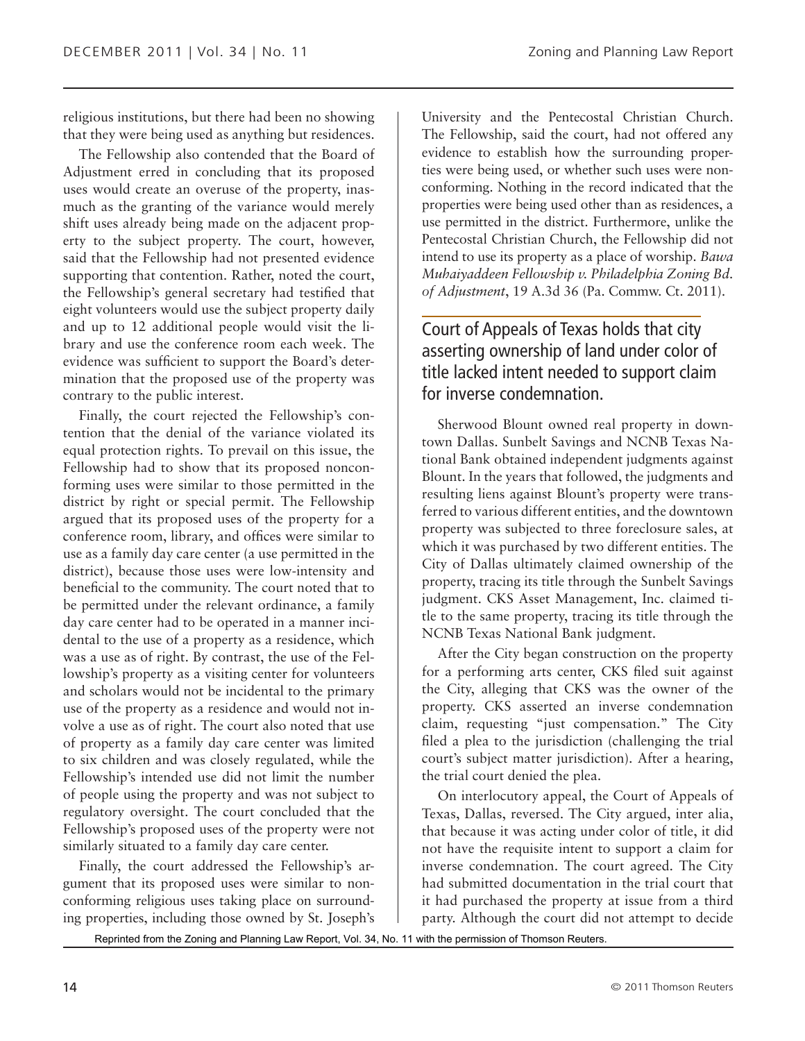religious institutions, but there had been no showing that they were being used as anything but residences.

The Fellowship also contended that the Board of Adjustment erred in concluding that its proposed uses would create an overuse of the property, inasmuch as the granting of the variance would merely shift uses already being made on the adjacent property to the subject property. The court, however, said that the Fellowship had not presented evidence supporting that contention. Rather, noted the court, the Fellowship's general secretary had testified that eight volunteers would use the subject property daily and up to 12 additional people would visit the library and use the conference room each week. The evidence was sufficient to support the Board's determination that the proposed use of the property was contrary to the public interest.

Finally, the court rejected the Fellowship's contention that the denial of the variance violated its equal protection rights. To prevail on this issue, the Fellowship had to show that its proposed nonconforming uses were similar to those permitted in the district by right or special permit. The Fellowship argued that its proposed uses of the property for a conference room, library, and offices were similar to use as a family day care center (a use permitted in the district), because those uses were low-intensity and beneficial to the community. The court noted that to be permitted under the relevant ordinance, a family day care center had to be operated in a manner incidental to the use of a property as a residence, which was a use as of right. By contrast, the use of the Fellowship's property as a visiting center for volunteers and scholars would not be incidental to the primary use of the property as a residence and would not involve a use as of right. The court also noted that use of property as a family day care center was limited to six children and was closely regulated, while the Fellowship's intended use did not limit the number of people using the property and was not subject to regulatory oversight. The court concluded that the Fellowship's proposed uses of the property were not similarly situated to a family day care center.

Finally, the court addressed the Fellowship's argument that its proposed uses were similar to nonconforming religious uses taking place on surrounding properties, including those owned by St. Joseph's University and the Pentecostal Christian Church. The Fellowship, said the court, had not offered any evidence to establish how the surrounding properties were being used, or whether such uses were nonconforming. Nothing in the record indicated that the properties were being used other than as residences, a use permitted in the district. Furthermore, unlike the Pentecostal Christian Church, the Fellowship did not intend to use its property as a place of worship. *Bawa Muhaiyaddeen Fellowship v. Philadelphia Zoning Bd. of Adjustment*, 19 A.3d 36 (Pa. Commw. Ct. 2011).

## Court of Appeals of Texas holds that city asserting ownership of land under color of title lacked intent needed to support claim for inverse condemnation.

Sherwood Blount owned real property in downtown Dallas. Sunbelt Savings and NCNB Texas National Bank obtained independent judgments against Blount. In the years that followed, the judgments and resulting liens against Blount's property were transferred to various different entities, and the downtown property was subjected to three foreclosure sales, at which it was purchased by two different entities. The City of Dallas ultimately claimed ownership of the property, tracing its title through the Sunbelt Savings judgment. CKS Asset Management, Inc. claimed title to the same property, tracing its title through the NCNB Texas National Bank judgment.

After the City began construction on the property for a performing arts center, CKS filed suit against the City, alleging that CKS was the owner of the property. CKS asserted an inverse condemnation claim, requesting "just compensation." The City filed a plea to the jurisdiction (challenging the trial court's subject matter jurisdiction). After a hearing, the trial court denied the plea.

On interlocutory appeal, the Court of Appeals of Texas, Dallas, reversed. The City argued, inter alia, that because it was acting under color of title, it did not have the requisite intent to support a claim for inverse condemnation. The court agreed. The City had submitted documentation in the trial court that it had purchased the property at issue from a third party. Although the court did not attempt to decide

Reprinted from the Zoning and Planning Law Report, Vol. 34, No. 11 with the permission of Thomson Reuters.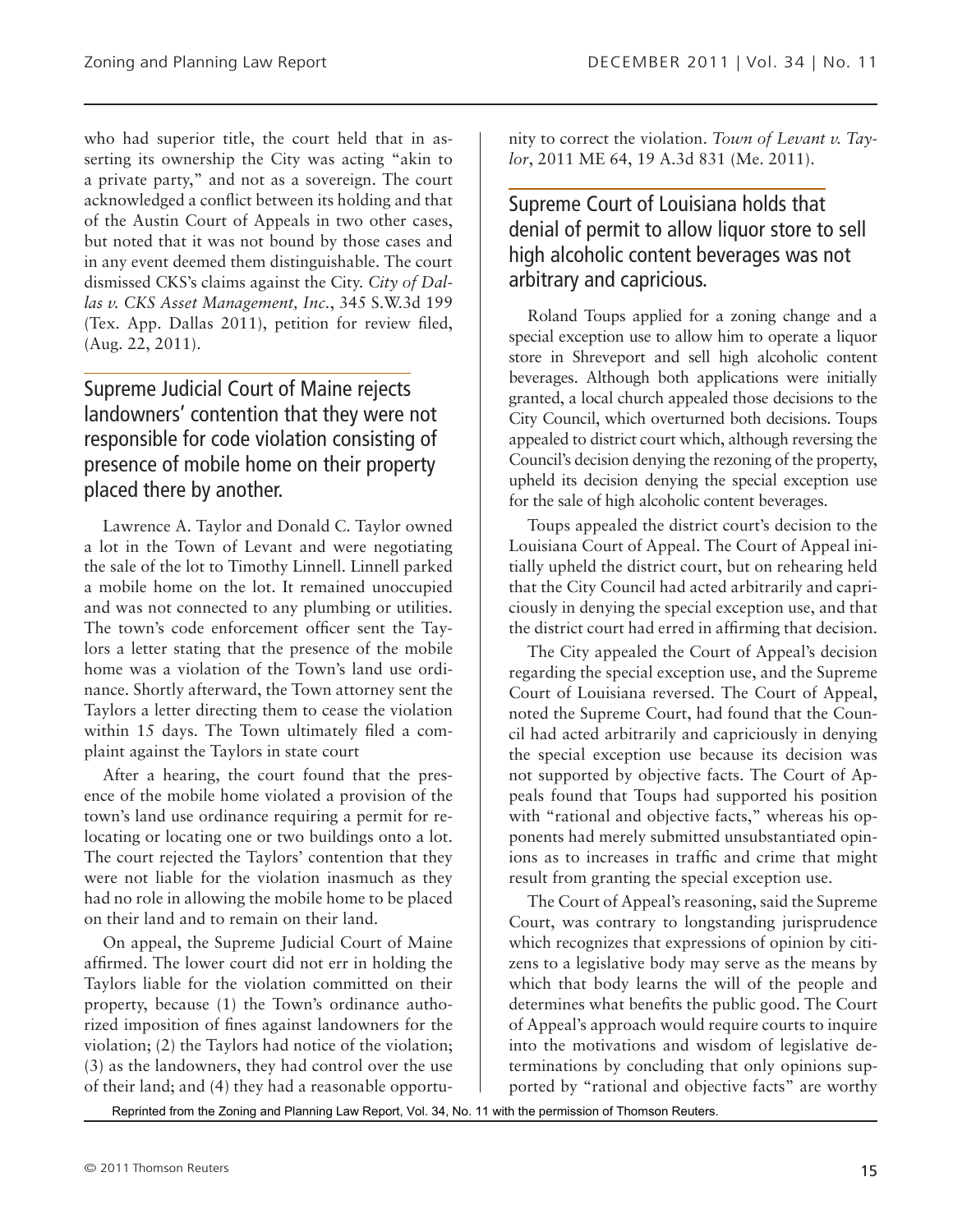who had superior title, the court held that in asserting its ownership the City was acting "akin to a private party," and not as a sovereign. The court acknowledged a conflict between its holding and that of the Austin Court of Appeals in two other cases, but noted that it was not bound by those cases and in any event deemed them distinguishable. The court dismissed CKS's claims against the City. *City of Dallas v. CKS Asset Management, Inc.*, 345 S.W.3d 199 (Tex. App. Dallas 2011), petition for review filed, (Aug. 22, 2011).

## Supreme Judicial Court of Maine rejects landowners' contention that they were not responsible for code violation consisting of presence of mobile home on their property placed there by another.

Lawrence A. Taylor and Donald C. Taylor owned a lot in the Town of Levant and were negotiating the sale of the lot to Timothy Linnell. Linnell parked a mobile home on the lot. It remained unoccupied and was not connected to any plumbing or utilities. The town's code enforcement officer sent the Taylors a letter stating that the presence of the mobile home was a violation of the Town's land use ordinance. Shortly afterward, the Town attorney sent the Taylors a letter directing them to cease the violation within 15 days. The Town ultimately filed a complaint against the Taylors in state court

After a hearing, the court found that the presence of the mobile home violated a provision of the town's land use ordinance requiring a permit for relocating or locating one or two buildings onto a lot. The court rejected the Taylors' contention that they were not liable for the violation inasmuch as they had no role in allowing the mobile home to be placed on their land and to remain on their land.

On appeal, the Supreme Judicial Court of Maine affirmed. The lower court did not err in holding the Taylors liable for the violation committed on their property, because (1) the Town's ordinance authorized imposition of fines against landowners for the violation; (2) the Taylors had notice of the violation; (3) as the landowners, they had control over the use of their land; and (4) they had a reasonable opportunity to correct the violation. *Town of Levant v. Taylor*, 2011 ME 64, 19 A.3d 831 (Me. 2011).

## Supreme Court of Louisiana holds that denial of permit to allow liquor store to sell high alcoholic content beverages was not arbitrary and capricious.

Roland Toups applied for a zoning change and a special exception use to allow him to operate a liquor store in Shreveport and sell high alcoholic content beverages. Although both applications were initially granted, a local church appealed those decisions to the City Council, which overturned both decisions. Toups appealed to district court which, although reversing the Council's decision denying the rezoning of the property, upheld its decision denying the special exception use for the sale of high alcoholic content beverages.

Toups appealed the district court's decision to the Louisiana Court of Appeal. The Court of Appeal initially upheld the district court, but on rehearing held that the City Council had acted arbitrarily and capriciously in denying the special exception use, and that the district court had erred in affirming that decision.

The City appealed the Court of Appeal's decision regarding the special exception use, and the Supreme Court of Louisiana reversed. The Court of Appeal, noted the Supreme Court, had found that the Council had acted arbitrarily and capriciously in denying the special exception use because its decision was not supported by objective facts. The Court of Appeals found that Toups had supported his position with "rational and objective facts," whereas his opponents had merely submitted unsubstantiated opinions as to increases in traffic and crime that might result from granting the special exception use.

The Court of Appeal's reasoning, said the Supreme Court, was contrary to longstanding jurisprudence which recognizes that expressions of opinion by citizens to a legislative body may serve as the means by which that body learns the will of the people and determines what benefits the public good. The Court of Appeal's approach would require courts to inquire into the motivations and wisdom of legislative determinations by concluding that only opinions supported by "rational and objective facts" are worthy

Reprinted from the Zoning and Planning Law Report, Vol. 34, No. 11 with the permission of Thomson Reuters.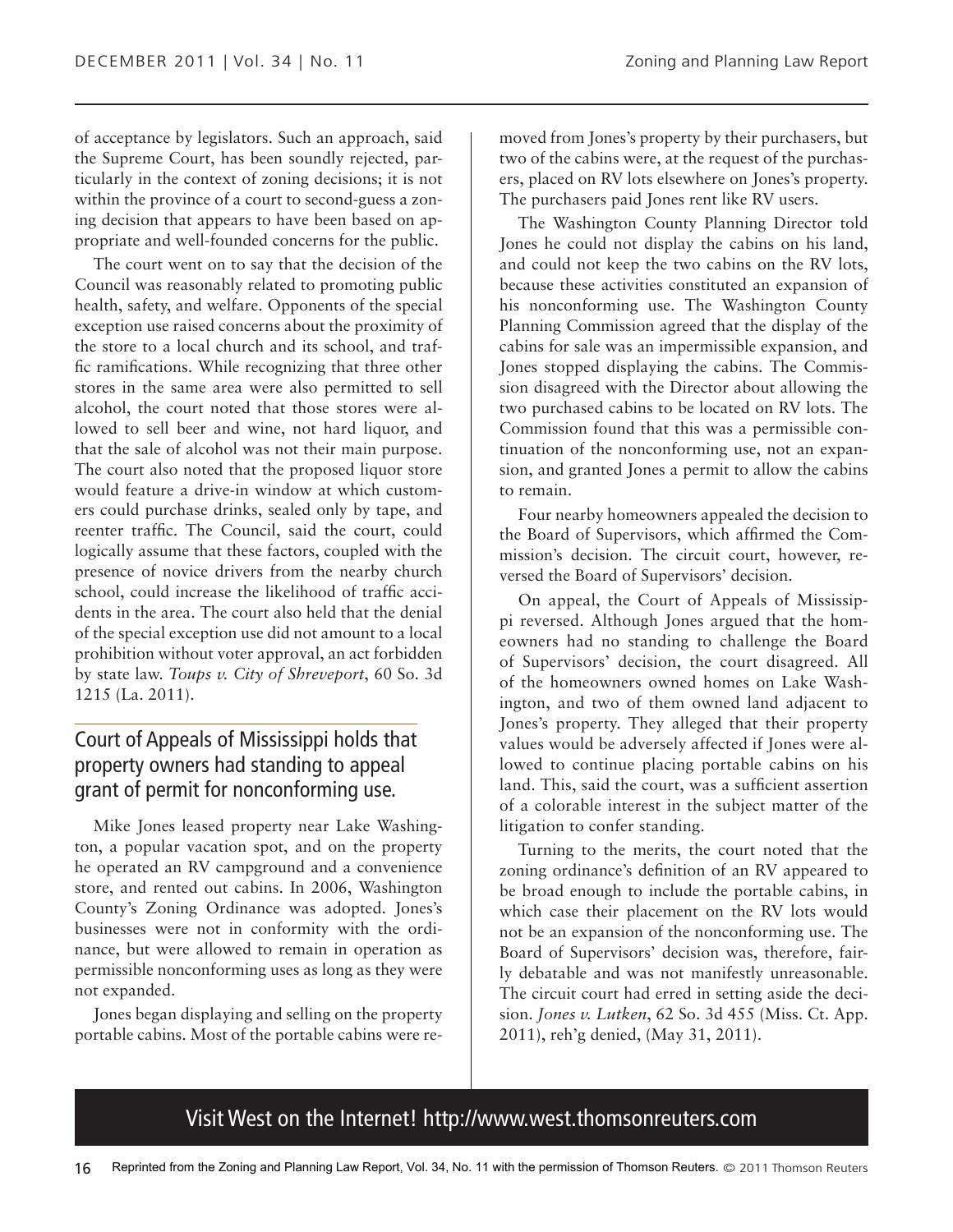of acceptance by legislators. Such an approach, said the Supreme Court, has been soundly rejected, particularly in the context of zoning decisions; it is not within the province of a court to second-guess a zoning decision that appears to have been based on appropriate and well-founded concerns for the public.

The court went on to say that the decision of the Council was reasonably related to promoting public health, safety, and welfare. Opponents of the special exception use raised concerns about the proximity of the store to a local church and its school, and traffic ramifications. While recognizing that three other stores in the same area were also permitted to sell alcohol, the court noted that those stores were allowed to sell beer and wine, not hard liquor, and that the sale of alcohol was not their main purpose. The court also noted that the proposed liquor store would feature a drive-in window at which customers could purchase drinks, sealed only by tape, and reenter traffic. The Council, said the court, could logically assume that these factors, coupled with the presence of novice drivers from the nearby church school, could increase the likelihood of traffic accidents in the area. The court also held that the denial of the special exception use did not amount to a local prohibition without voter approval, an act forbidden by state law. *Toups v. City of Shreveport*, 60 So. 3d 1215 (La. 2011).

## Court of Appeals of Mississippi holds that property owners had standing to appeal grant of permit for nonconforming use.

Mike Jones leased property near Lake Washington, a popular vacation spot, and on the property he operated an RV campground and a convenience store, and rented out cabins. In 2006, Washington County's Zoning Ordinance was adopted. Jones's businesses were not in conformity with the ordinance, but were allowed to remain in operation as permissible nonconforming uses as long as they were not expanded.

Jones began displaying and selling on the property portable cabins. Most of the portable cabins were removed from Jones's property by their purchasers, but two of the cabins were, at the request of the purchasers, placed on RV lots elsewhere on Jones's property. The purchasers paid Jones rent like RV users.

The Washington County Planning Director told Jones he could not display the cabins on his land, and could not keep the two cabins on the RV lots, because these activities constituted an expansion of his nonconforming use. The Washington County Planning Commission agreed that the display of the cabins for sale was an impermissible expansion, and Jones stopped displaying the cabins. The Commission disagreed with the Director about allowing the two purchased cabins to be located on RV lots. The Commission found that this was a permissible continuation of the nonconforming use, not an expansion, and granted Jones a permit to allow the cabins to remain.

Four nearby homeowners appealed the decision to the Board of Supervisors, which affirmed the Commission's decision. The circuit court, however, reversed the Board of Supervisors' decision.

On appeal, the Court of Appeals of Mississippi reversed. Although Jones argued that the homeowners had no standing to challenge the Board of Supervisors' decision, the court disagreed. All of the homeowners owned homes on Lake Washington, and two of them owned land adjacent to Jones's property. They alleged that their property values would be adversely affected if Jones were allowed to continue placing portable cabins on his land. This, said the court, was a sufficient assertion of a colorable interest in the subject matter of the litigation to confer standing.

Turning to the merits, the court noted that the zoning ordinance's definition of an RV appeared to be broad enough to include the portable cabins, in which case their placement on the RV lots would not be an expansion of the nonconforming use. The Board of Supervisors' decision was, therefore, fairly debatable and was not manifestly unreasonable. The circuit court had erred in setting aside the decision. *Jones v. Lutken*, 62 So. 3d 455 (Miss. Ct. App. 2011), reh'g denied, (May 31, 2011).

Visit West on the Internet! http://www.west.thomsonreuters.com

Reprinted from the Zoning and Planning Law Report, Vol. 34, No. 11 with the permission of Thomson Reuters. © 2011 Thomson Reuters